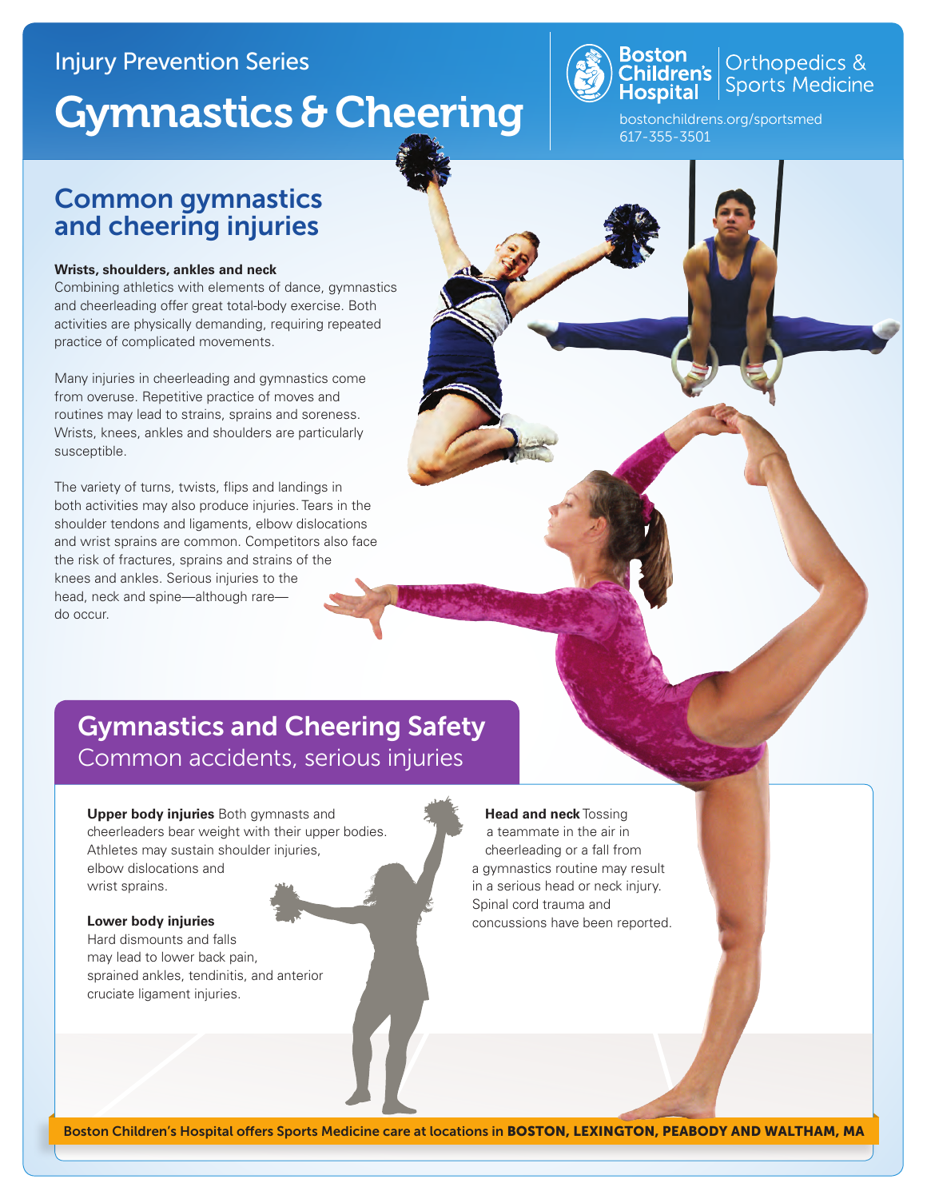Injury Prevention Series

# Gymnastics & Cheering

Boston Children's Hospital | Orthopedics & Sports Medicine

bostonchildrens.org/sportsmed
617-355-3501

## Common gymnastics and cheering injuries

**Wrists, shoulders, ankles and neck**

Combining athletics with elements of dance, gymnastics and cheerleading offer great total-body exercise. Both activities are physically demanding, requiring repeated practice of complicated movements.

Many injuries in cheerleading and gymnastics come from overuse. Repetitive practice of moves and routines may lead to strains, sprains and soreness. Wrists, knees, ankles and shoulders are particularly susceptible.

The variety of turns, twists, flips and landings in both activities may also produce injuries. Tears in the shoulder tendons and ligaments, elbow dislocations and wrist sprains are common. Competitors also face the risk of fractures, sprains and strains of the knees and ankles. Serious injuries to the head, neck and spine—although rare—do occur.

## Gymnastics and Cheering Safety

Common accidents, serious injuries

**Upper body injuries** Both gymnasts and cheerleaders bear weight with their upper bodies. Athletes may sustain shoulder injuries, elbow dislocations and wrist sprains.

**Lower body injuries**
Hard dismounts and falls may lead to lower back pain, sprained ankles, tendinitis, and anterior cruciate ligament injuries.

**Head and neck** Tossing a teammate in the air in cheerleading or a fall from a gymnastics routine may result in a serious head or neck injury. Spinal cord trauma and concussions have been reported.

Boston Children's Hospital offers Sports Medicine care at locations in **BOSTON, LEXINGTON, PEABODY AND WALTHAM, MA**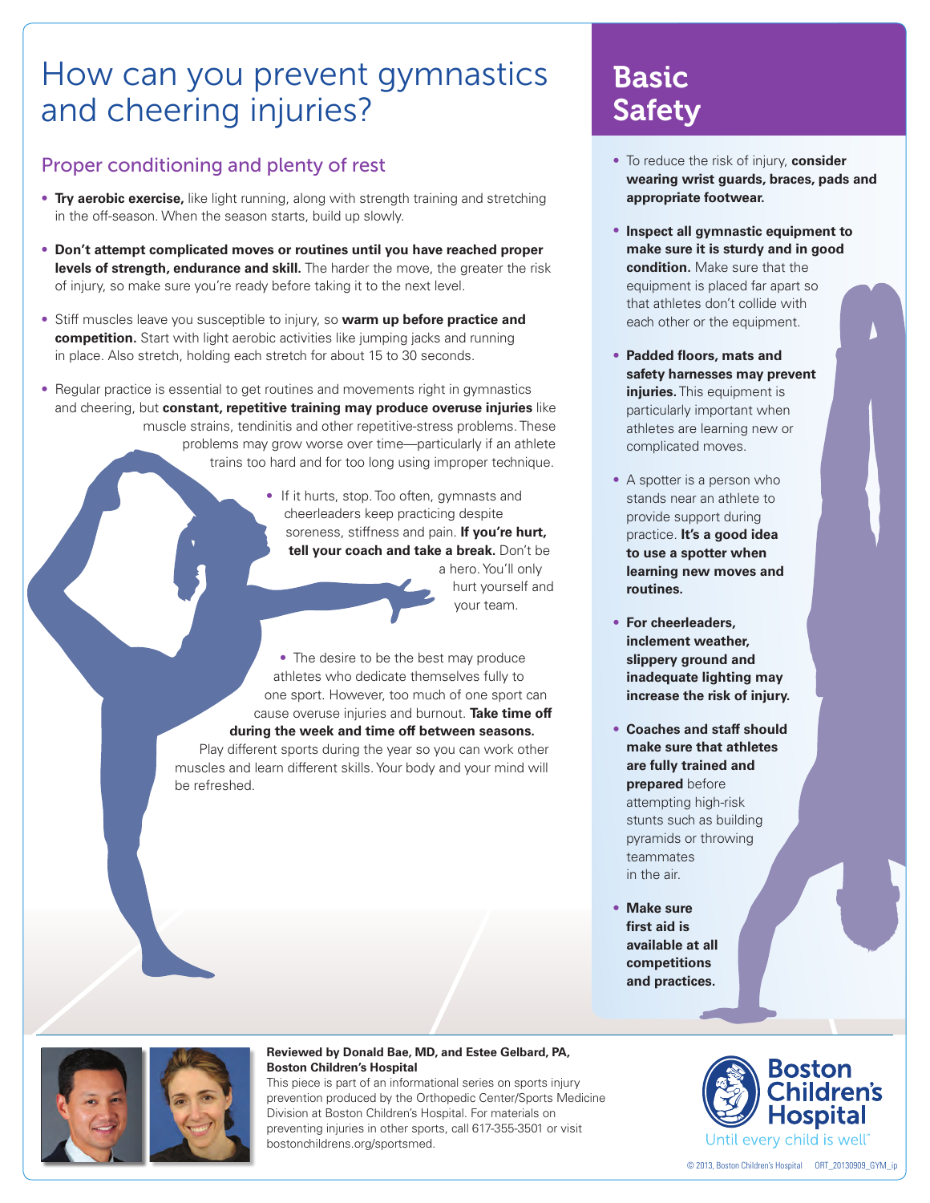# How can you prevent gymnastics and cheering injuries?

## Proper conditioning and plenty of rest

- **Try aerobic exercise,** like light running, along with strength training and stretching in the off-season. When the season starts, build up slowly.
- **Don't attempt complicated moves or routines until you have reached proper levels of strength, endurance and skill.** The harder the move, the greater the risk of injury, so make sure you're ready before taking it to the next level.
- Stiff muscles leave you susceptible to injury, so **warm up before practice and competition.** Start with light aerobic activities like jumping jacks and running in place. Also stretch, holding each stretch for about 15 to 30 seconds.
- Regular practice is essential to get routines and movements right in gymnastics and cheering, but **constant, repetitive training may produce overuse injuries** like muscle strains, tendinitis and other repetitive-stress problems. These problems may grow worse over time—particularly if an athlete trains too hard and for too long using improper technique.
- If it hurts, stop. Too often, gymnasts and cheerleaders keep practicing despite soreness, stiffness and pain. **If you're hurt, tell your coach and take a break.** Don't be a hero. You'll only hurt yourself and your team.
- The desire to be the best may produce athletes who dedicate themselves fully to one sport. However, too much of one sport can cause overuse injuries and burnout. **Take time off during the week and time off between seasons.** Play different sports during the year so you can work other muscles and learn different skills. Your body and your mind will be refreshed.

## Basic Safety

- To reduce the risk of injury, **consider wearing wrist guards, braces, pads and appropriate footwear.**
- **Inspect all gymnastic equipment to make sure it is sturdy and in good condition.** Make sure that the equipment is placed far apart so that athletes don't collide with each other or the equipment.
- **Padded floors, mats and safety harnesses may prevent injuries.** This equipment is particularly important when athletes are learning new or complicated moves.
- A spotter is a person who stands near an athlete to provide support during practice. **It's a good idea to use a spotter when learning new moves and routines.**
- **For cheerleaders, inclement weather, slippery ground and inadequate lighting may increase the risk of injury.**
- **Coaches and staff should make sure that athletes are fully trained and prepared** before attempting high-risk stunts such as building pyramids or throwing teammates in the air.
- **Make sure first aid is available at all competitions and practices.**

**Reviewed by Donald Bae, MD, and Estee Gelbard, PA, Boston Children's Hospital**

This piece is part of an informational series on sports injury prevention produced by the Orthopedic Center/Sports Medicine Division at Boston Children's Hospital. For materials on preventing injuries in other sports, call 617-355-3501 or visit bostonchildrens.org/sportsmed.

Boston Children's Hospital

Until every child is well℠

© 2013, Boston Children's Hospital ORT_20130909_GYM_ip